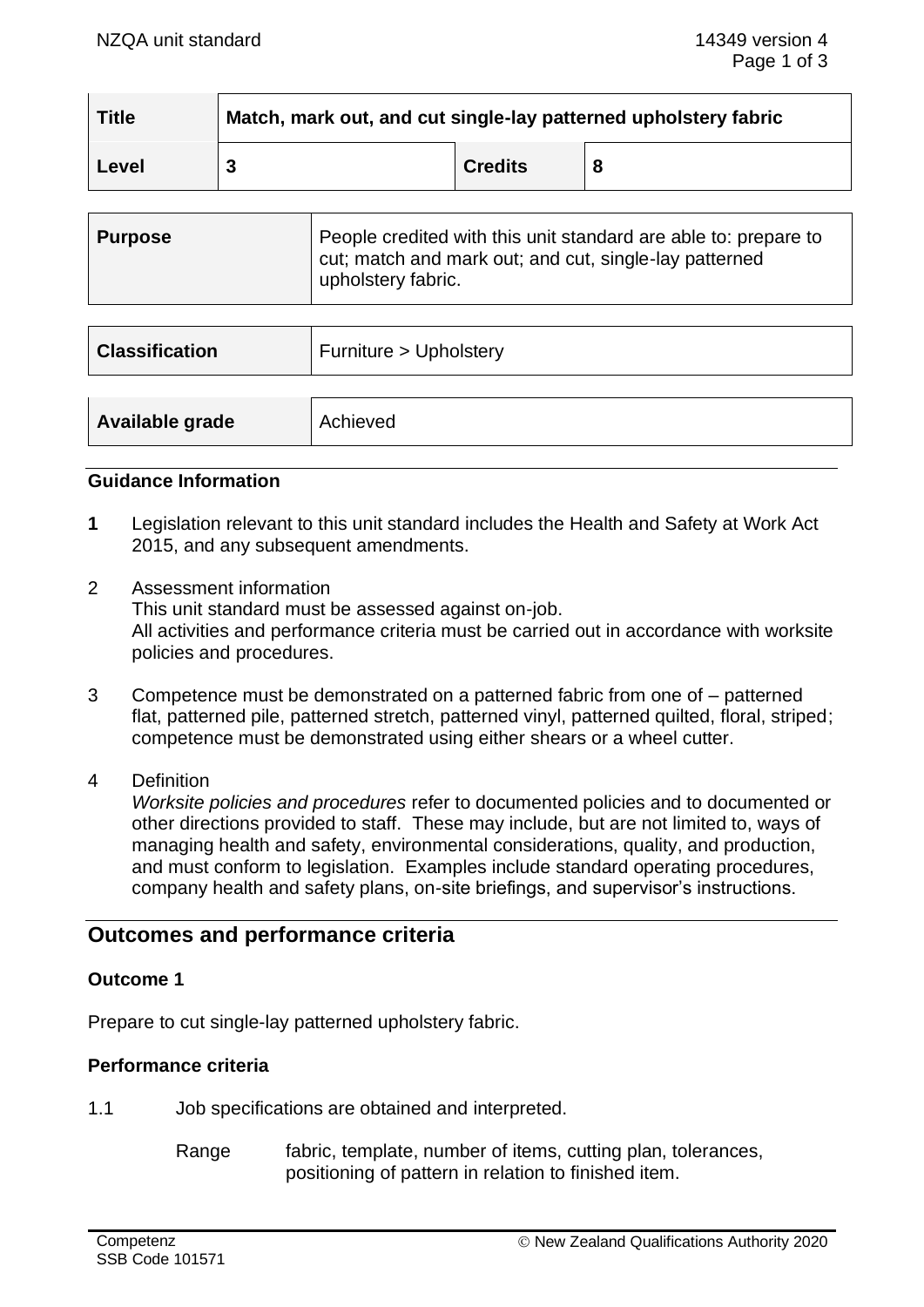| Title | Match, mark out, and cut single-lay patterned upholstery fabric | | |
|---|---|---|---|
| Level | 3 | Credits | 8 |

| Purpose | People credited with this unit standard are able to: prepare to cut; match and mark out; and cut, single-lay patterned upholstery fabric. |
|---|---|

| Classification | Furniture > Upholstery |
|---|---|

| Available grade | Achieved |
|---|---|

## Guidance Information

**1** Legislation relevant to this unit standard includes the Health and Safety at Work Act 2015, and any subsequent amendments.

2 Assessment information
This unit standard must be assessed against on-job.
All activities and performance criteria must be carried out in accordance with worksite policies and procedures.

3 Competence must be demonstrated on a patterned fabric from one of – patterned flat, patterned pile, patterned stretch, patterned vinyl, patterned quilted, floral, striped; competence must be demonstrated using either shears or a wheel cutter.

4 Definition
*Worksite policies and procedures* refer to documented policies and to documented or other directions provided to staff. These may include, but are not limited to, ways of managing health and safety, environmental considerations, quality, and production, and must conform to legislation. Examples include standard operating procedures, company health and safety plans, on-site briefings, and supervisor's instructions.

## Outcomes and performance criteria

### Outcome 1

Prepare to cut single-lay patterned upholstery fabric.

### Performance criteria

1.1 Job specifications are obtained and interpreted.

Range fabric, template, number of items, cutting plan, tolerances, positioning of pattern in relation to finished item.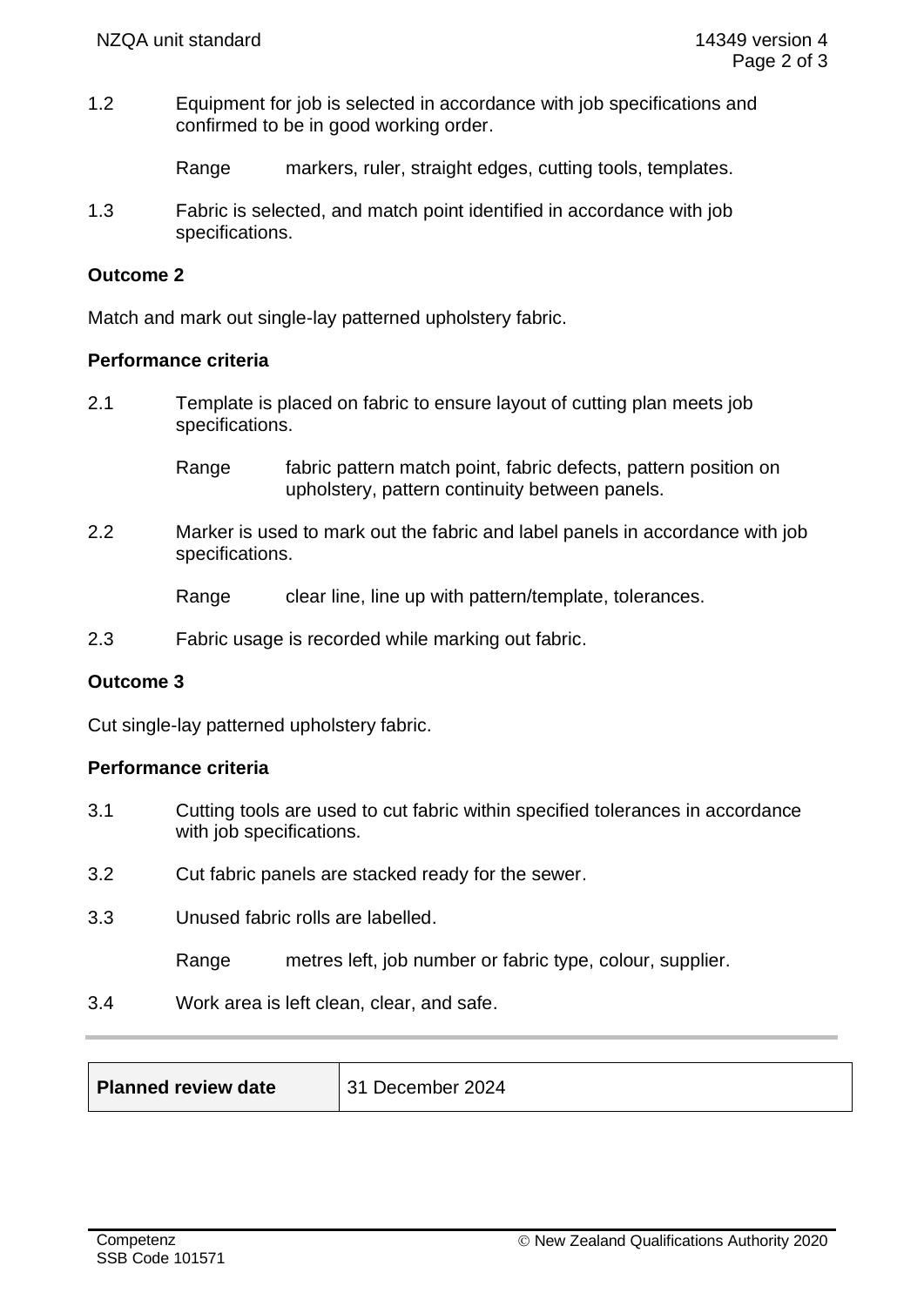1.2 Equipment for job is selected in accordance with job specifications and confirmed to be in good working order.

Range markers, ruler, straight edges, cutting tools, templates.

1.3 Fabric is selected, and match point identified in accordance with job specifications.

**Outcome 2**

Match and mark out single-lay patterned upholstery fabric.

**Performance criteria**

2.1 Template is placed on fabric to ensure layout of cutting plan meets job specifications.

Range fabric pattern match point, fabric defects, pattern position on upholstery, pattern continuity between panels.

2.2 Marker is used to mark out the fabric and label panels in accordance with job specifications.

Range clear line, line up with pattern/template, tolerances.

2.3 Fabric usage is recorded while marking out fabric.

**Outcome 3**

Cut single-lay patterned upholstery fabric.

**Performance criteria**

3.1 Cutting tools are used to cut fabric within specified tolerances in accordance with job specifications.

3.2 Cut fabric panels are stacked ready for the sewer.

3.3 Unused fabric rolls are labelled.

Range metres left, job number or fabric type, colour, supplier.

3.4 Work area is left clean, clear, and safe.

| **Planned review date** | 31 December 2024 |
|---|---|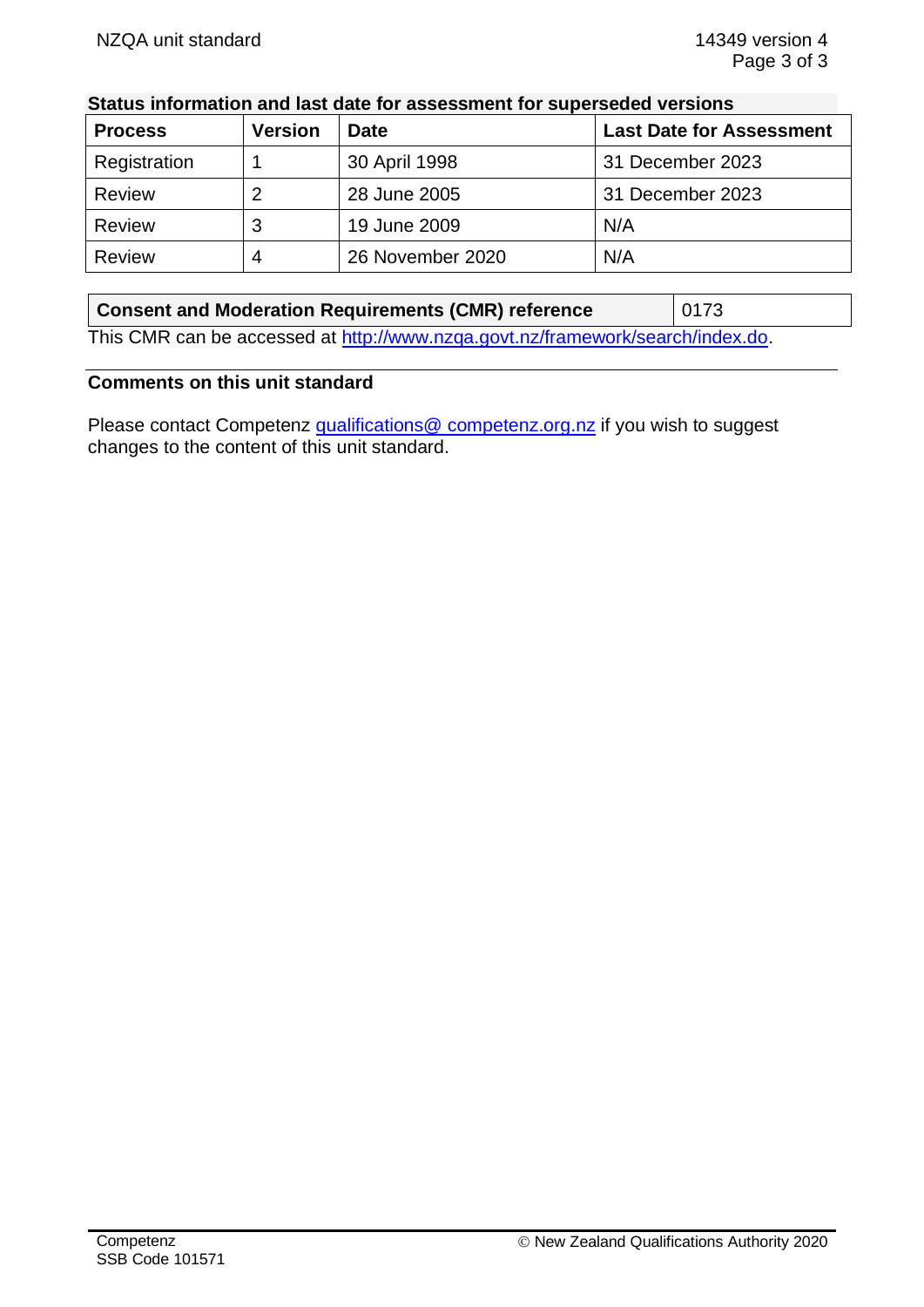**Status information and last date for assessment for superseded versions**

| Process | Version | Date | Last Date for Assessment |
|---|---|---|---|
| Registration | 1 | 30 April 1998 | 31 December 2023 |
| Review | 2 | 28 June 2005 | 31 December 2023 |
| Review | 3 | 19 June 2009 | N/A |
| Review | 4 | 26 November 2020 | N/A |

| Consent and Moderation Requirements (CMR) reference | 0173 |
|---|---|

This CMR can be accessed at http://www.nzqa.govt.nz/framework/search/index.do.

**Comments on this unit standard**

Please contact Competenz qualifications@ competenz.org.nz if you wish to suggest changes to the content of this unit standard.

Competenz
SSB Code 101571

© New Zealand Qualifications Authority 2020